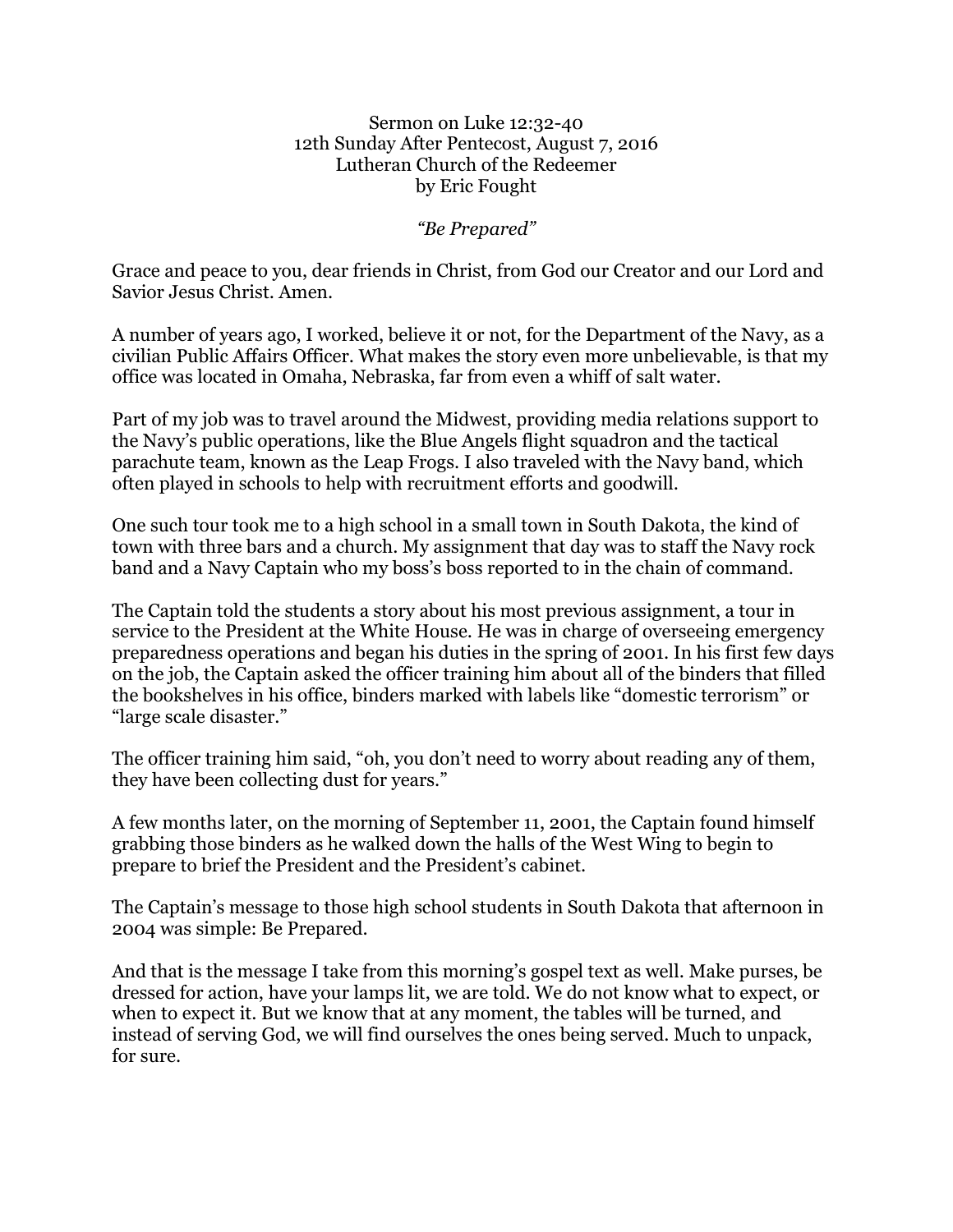Sermon on Luke 12:32-40
12th Sunday After Pentecost, August 7, 2016
Lutheran Church of the Redeemer
by Eric Fought

*"Be Prepared"*

Grace and peace to you, dear friends in Christ, from God our Creator and our Lord and Savior Jesus Christ. Amen.

A number of years ago, I worked, believe it or not, for the Department of the Navy, as a civilian Public Affairs Officer. What makes the story even more unbelievable, is that my office was located in Omaha, Nebraska, far from even a whiff of salt water.

Part of my job was to travel around the Midwest, providing media relations support to the Navy's public operations, like the Blue Angels flight squadron and the tactical parachute team, known as the Leap Frogs. I also traveled with the Navy band, which often played in schools to help with recruitment efforts and goodwill.

One such tour took me to a high school in a small town in South Dakota, the kind of town with three bars and a church. My assignment that day was to staff the Navy rock band and a Navy Captain who my boss's boss reported to in the chain of command.

The Captain told the students a story about his most previous assignment, a tour in service to the President at the White House. He was in charge of overseeing emergency preparedness operations and began his duties in the spring of 2001. In his first few days on the job, the Captain asked the officer training him about all of the binders that filled the bookshelves in his office, binders marked with labels like "domestic terrorism" or "large scale disaster."

The officer training him said, "oh, you don't need to worry about reading any of them, they have been collecting dust for years."

A few months later, on the morning of September 11, 2001, the Captain found himself grabbing those binders as he walked down the halls of the West Wing to begin to prepare to brief the President and the President's cabinet.

The Captain's message to those high school students in South Dakota that afternoon in 2004 was simple: Be Prepared.

And that is the message I take from this morning's gospel text as well. Make purses, be dressed for action, have your lamps lit, we are told. We do not know what to expect, or when to expect it. But we know that at any moment, the tables will be turned, and instead of serving God, we will find ourselves the ones being served. Much to unpack, for sure.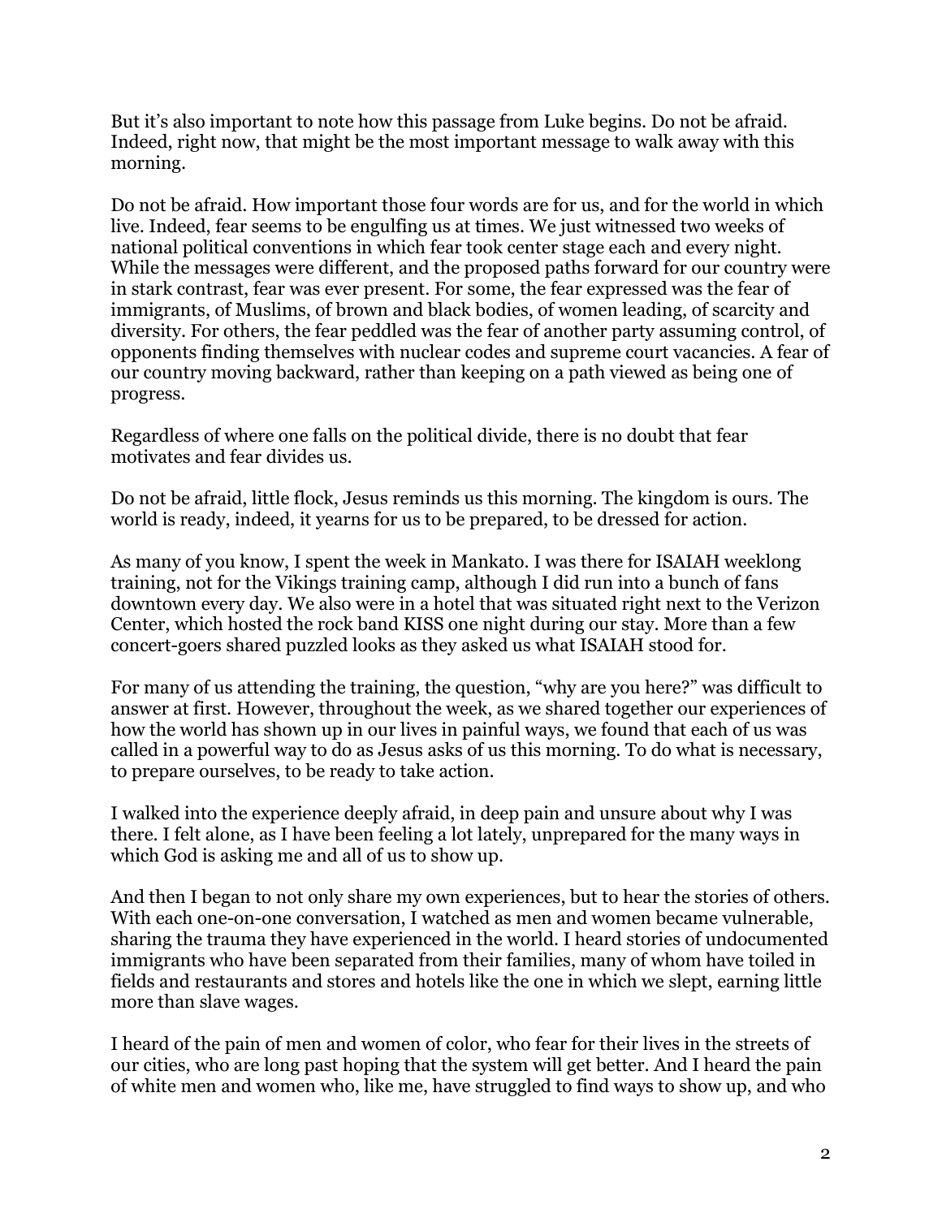But it's also important to note how this passage from Luke begins. Do not be afraid. Indeed, right now, that might be the most important message to walk away with this morning.

Do not be afraid. How important those four words are for us, and for the world in which live. Indeed, fear seems to be engulfing us at times. We just witnessed two weeks of national political conventions in which fear took center stage each and every night. While the messages were different, and the proposed paths forward for our country were in stark contrast, fear was ever present. For some, the fear expressed was the fear of immigrants, of Muslims, of brown and black bodies, of women leading, of scarcity and diversity. For others, the fear peddled was the fear of another party assuming control, of opponents finding themselves with nuclear codes and supreme court vacancies. A fear of our country moving backward, rather than keeping on a path viewed as being one of progress.

Regardless of where one falls on the political divide, there is no doubt that fear motivates and fear divides us.

Do not be afraid, little flock, Jesus reminds us this morning. The kingdom is ours. The world is ready, indeed, it yearns for us to be prepared, to be dressed for action.

As many of you know, I spent the week in Mankato. I was there for ISAIAH weeklong training, not for the Vikings training camp, although I did run into a bunch of fans downtown every day. We also were in a hotel that was situated right next to the Verizon Center, which hosted the rock band KISS one night during our stay. More than a few concert-goers shared puzzled looks as they asked us what ISAIAH stood for.

For many of us attending the training, the question, "why are you here?" was difficult to answer at first. However, throughout the week, as we shared together our experiences of how the world has shown up in our lives in painful ways, we found that each of us was called in a powerful way to do as Jesus asks of us this morning. To do what is necessary, to prepare ourselves, to be ready to take action.

I walked into the experience deeply afraid, in deep pain and unsure about why I was there. I felt alone, as I have been feeling a lot lately, unprepared for the many ways in which God is asking me and all of us to show up.

And then I began to not only share my own experiences, but to hear the stories of others. With each one-on-one conversation, I watched as men and women became vulnerable, sharing the trauma they have experienced in the world. I heard stories of undocumented immigrants who have been separated from their families, many of whom have toiled in fields and restaurants and stores and hotels like the one in which we slept, earning little more than slave wages.

I heard of the pain of men and women of color, who fear for their lives in the streets of our cities, who are long past hoping that the system will get better. And I heard the pain of white men and women who, like me, have struggled to find ways to show up, and who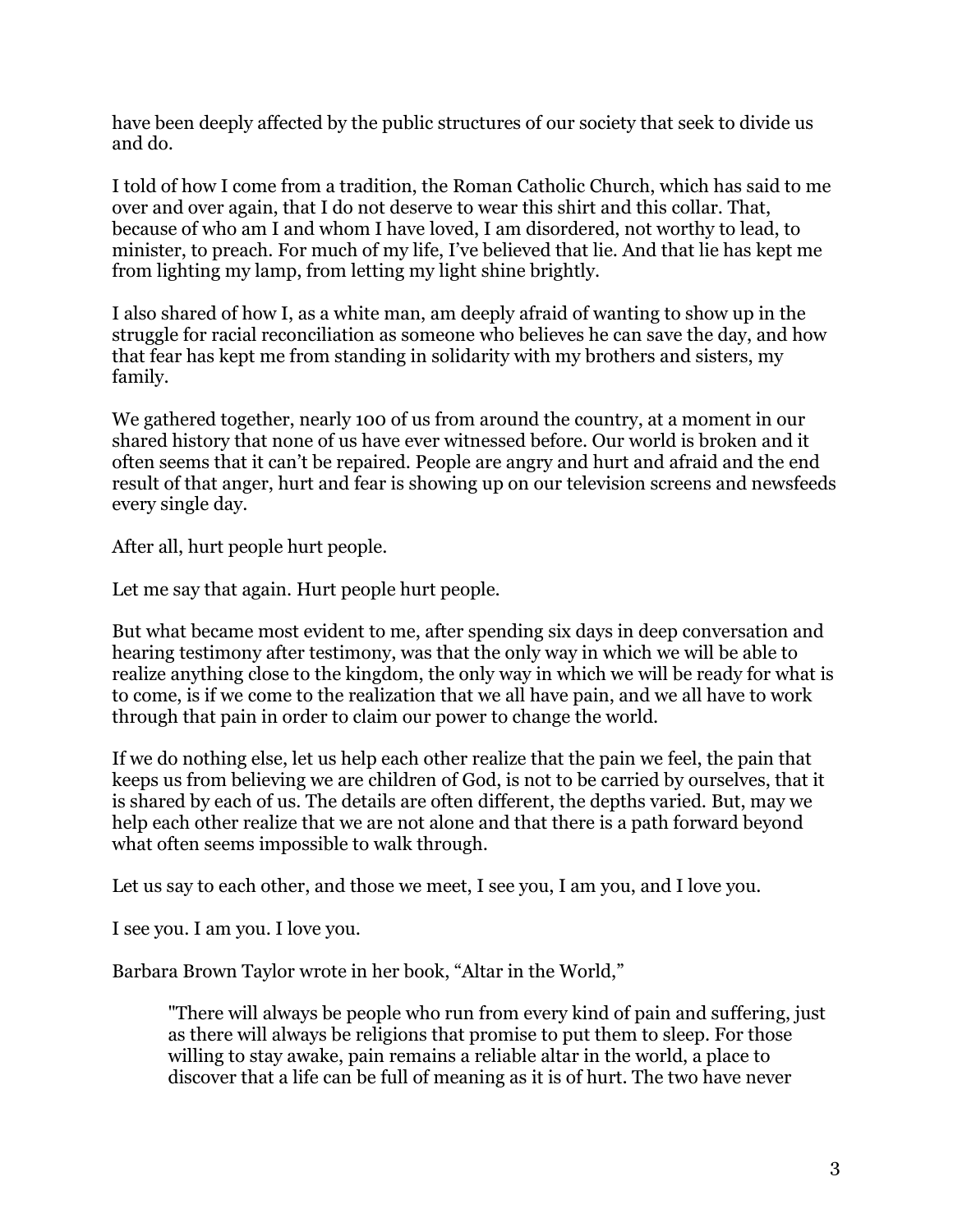have been deeply affected by the public structures of our society that seek to divide us and do.

I told of how I come from a tradition, the Roman Catholic Church, which has said to me over and over again, that I do not deserve to wear this shirt and this collar. That, because of who am I and whom I have loved, I am disordered, not worthy to lead, to minister, to preach. For much of my life, I've believed that lie. And that lie has kept me from lighting my lamp, from letting my light shine brightly.

I also shared of how I, as a white man, am deeply afraid of wanting to show up in the struggle for racial reconciliation as someone who believes he can save the day, and how that fear has kept me from standing in solidarity with my brothers and sisters, my family.

We gathered together, nearly 100 of us from around the country, at a moment in our shared history that none of us have ever witnessed before. Our world is broken and it often seems that it can't be repaired. People are angry and hurt and afraid and the end result of that anger, hurt and fear is showing up on our television screens and newsfeeds every single day.

After all, hurt people hurt people.

Let me say that again. Hurt people hurt people.

But what became most evident to me, after spending six days in deep conversation and hearing testimony after testimony, was that the only way in which we will be able to realize anything close to the kingdom, the only way in which we will be ready for what is to come, is if we come to the realization that we all have pain, and we all have to work through that pain in order to claim our power to change the world.

If we do nothing else, let us help each other realize that the pain we feel, the pain that keeps us from believing we are children of God, is not to be carried by ourselves, that it is shared by each of us. The details are often different, the depths varied. But, may we help each other realize that we are not alone and that there is a path forward beyond what often seems impossible to walk through.

Let us say to each other, and those we meet, I see you, I am you, and I love you.

I see you. I am you. I love you.

Barbara Brown Taylor wrote in her book, "Altar in the World,"

> "There will always be people who run from every kind of pain and suffering, just as there will always be religions that promise to put them to sleep. For those willing to stay awake, pain remains a reliable altar in the world, a place to discover that a life can be full of meaning as it is of hurt. The two have never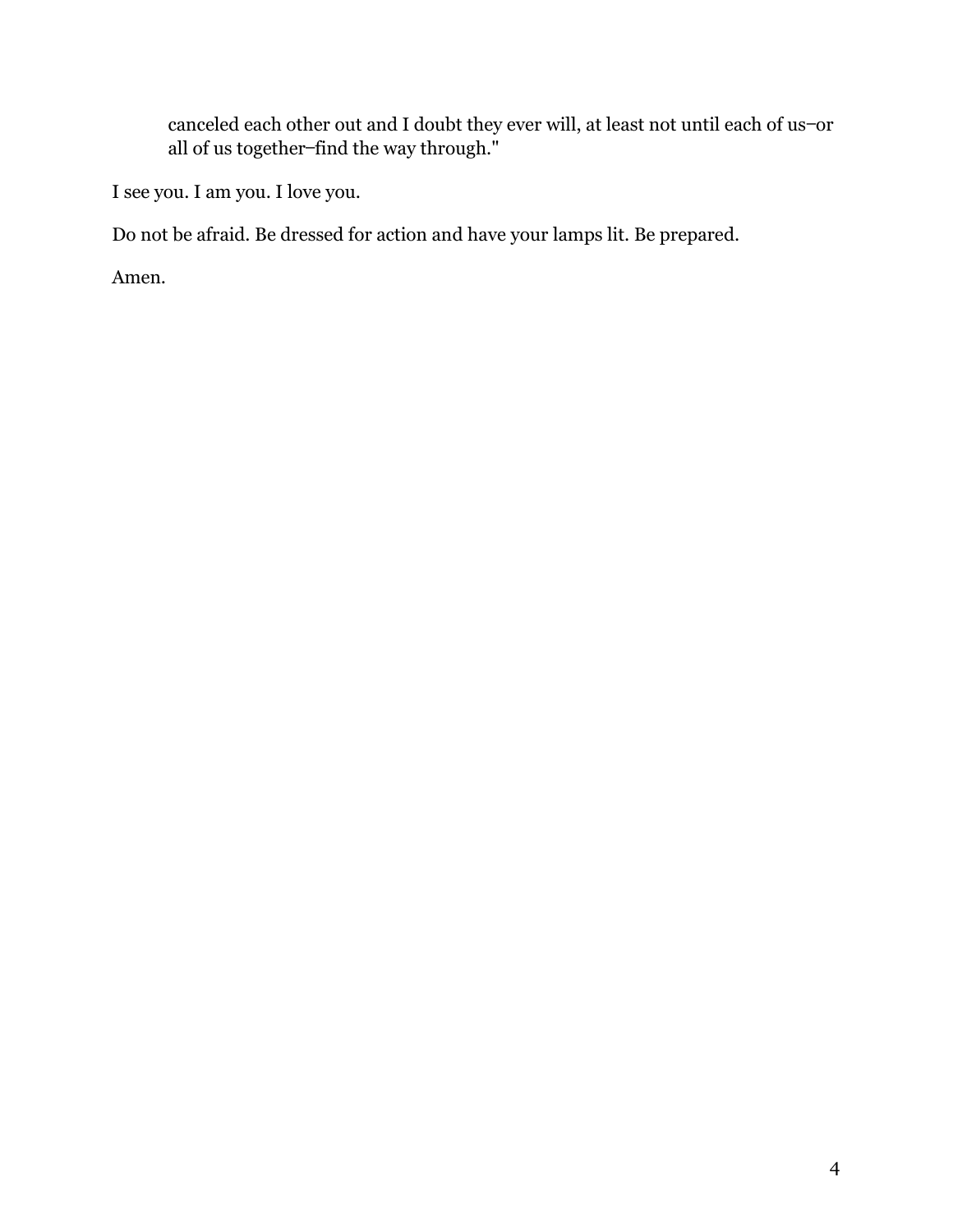> canceled each other out and I doubt they ever will, at least not until each of us–or all of us together–find the way through."

I see you. I am you. I love you.

Do not be afraid. Be dressed for action and have your lamps lit. Be prepared.

Amen.